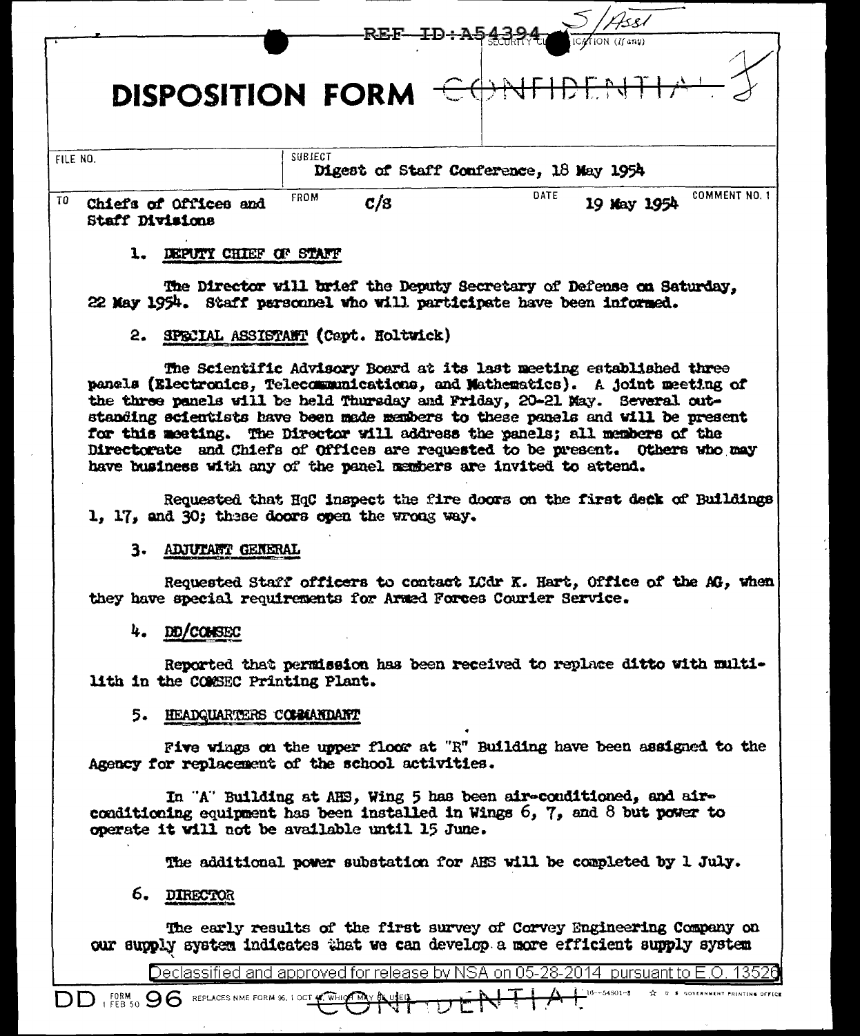REF ID:A54394

S/Asst

SECURITY CLASSIFICATION (If any)

# DISPOSITION FORM

CONFIDENTIAL

| FILE NO. | SUBJECT | | |
|---|---|---|---|
| | Digest of Staff Conference, 18 May 1954 | | |
| TO Chiefs of Offices and Staff Divisions | FROM C/S | DATE 19 May 1954 | COMMENT NO. 1 |

1. DEPUTY CHIEF OF STAFF

The Director will brief the Deputy Secretary of Defense on Saturday, 22 May 1954. Staff personnel who will participate have been informed.

2. SPECIAL ASSISTANT (Capt. Holtwick)

The Scientific Advisory Board at its last meeting established three panels (Electronics, Telecommunications, and Mathematics). A joint meeting of the three panels will be held Thursday and Friday, 20-21 May. Several outstanding scientists have been made members to these panels and will be present for this meeting. The Director will address the panels; all members of the Directorate and Chiefs of Offices are requested to be present. Others who may have business with any of the panel members are invited to attend.

Requested that HqC inspect the fire doors on the first deck of Buildings 1, 17, and 30; these doors open the wrong way.

3. ADJUTANT GENERAL

Requested Staff officers to contact LCdr K. Hart, Office of the AG, when they have special requirements for Armed Forces Courier Service.

4. DD/COMSEC

Reported that permission has been received to replace ditto with multilith in the COMSEC Printing Plant.

5. HEADQUARTERS COMMANDANT

Five wings on the upper floor at "R" Building have been assigned to the Agency for replacement of the school activities.

In "A" Building at AHS, Wing 5 has been air-conditioned, and air-conditioning equipment has been installed in Wings 6, 7, and 8 but power to operate it will not be available until 15 June.

The additional power substation for AHS will be completed by 1 July.

6. DIRECTOR

The early results of the first survey of Corvey Engineering Company on our supply system indicates that we can develop a more efficient supply system

Declassified and approved for release by NSA on 05-28-2014 pursuant to E.O. 13526

DD FORM 1 FEB 50 96 REPLACES NME FORM 96, 1 OCT 49, WHICH MAY BE USED.

CONFIDENTIAL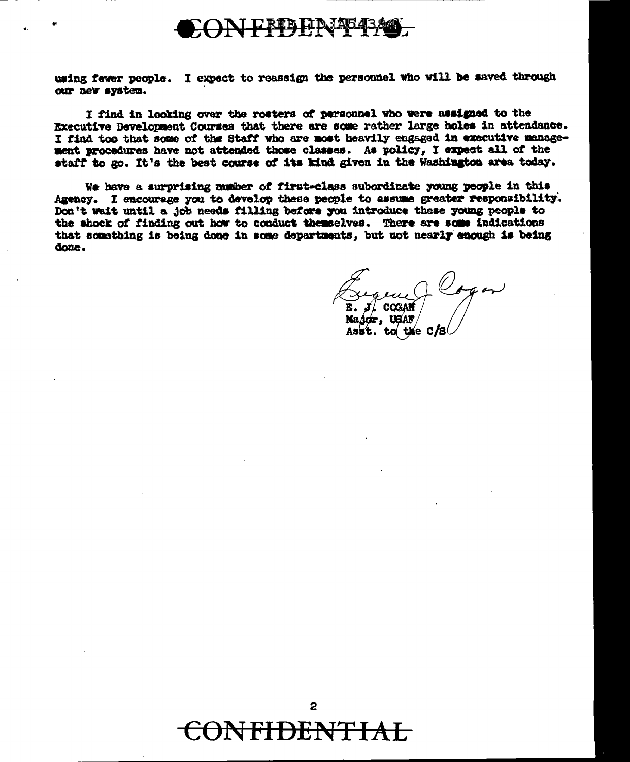using fewer people. I expect to reassign the personnel who will be saved through our new system.

I find in looking over the rosters of personnel who were assigned to the Executive Development Courses that there are some rather large holes in attendance. I find too that some of the Staff who are most heavily engaged in executive management procedures have not attended those classes. As policy, I expect all of the staff to go. It's the best course of its kind given in the Washington area today.

We have a surprising number of first-class subordinate young people in this Agency. I encourage you to develop these people to assume greater responsibility. Don't wait until a job needs filling before you introduce these young people to the shock of finding out how to conduct themselves. There are some indications that something is being done in some departments, but not nearly enough is being done.

Eugene J. Cogan
E. J. COGAN
Major, USAF
Asst. to the C/S

CONFIDENTIAL